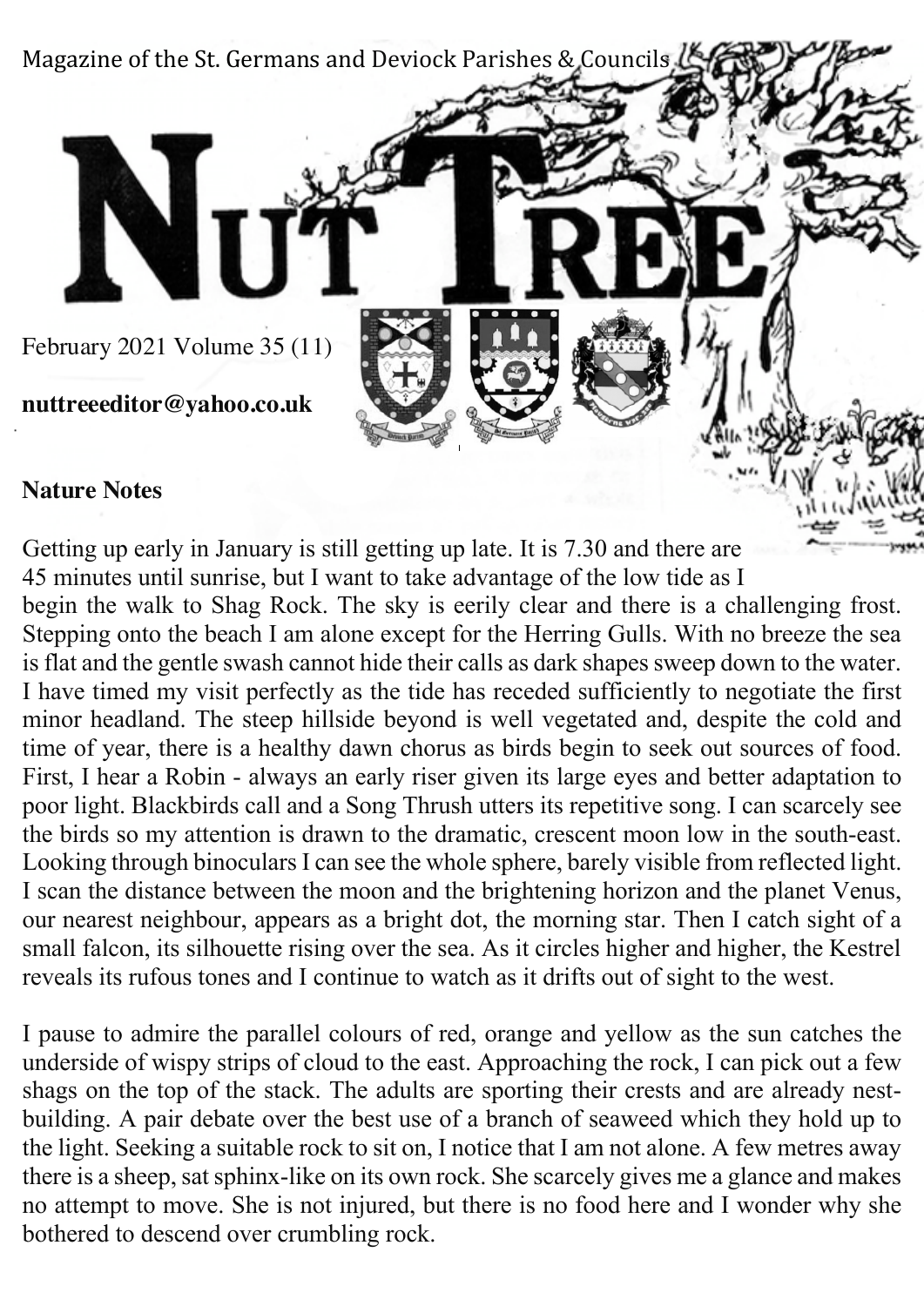Magazine of the St. Germans and Deviock Parishes & Councils

# NUT TREE

February 2021 Volume 35 (11)

**nuttreeeditor@yahoo.co.uk**

## Nature Notes

Getting up early in January is still getting up late. It is 7.30 and there are 45 minutes until sunrise, but I want to take advantage of the low tide as I begin the walk to Shag Rock. The sky is eerily clear and there is a challenging frost. Stepping onto the beach I am alone except for the Herring Gulls. With no breeze the sea is flat and the gentle swash cannot hide their calls as dark shapes sweep down to the water. I have timed my visit perfectly as the tide has receded sufficiently to negotiate the first minor headland. The steep hillside beyond is well vegetated and, despite the cold and time of year, there is a healthy dawn chorus as birds begin to seek out sources of food. First, I hear a Robin - always an early riser given its large eyes and better adaptation to poor light. Blackbirds call and a Song Thrush utters its repetitive song. I can scarcely see the birds so my attention is drawn to the dramatic, crescent moon low in the south-east. Looking through binoculars I can see the whole sphere, barely visible from reflected light. I scan the distance between the moon and the brightening horizon and the planet Venus, our nearest neighbour, appears as a bright dot, the morning star. Then I catch sight of a small falcon, its silhouette rising over the sea. As it circles higher and higher, the Kestrel reveals its rufous tones and I continue to watch as it drifts out of sight to the west.

I pause to admire the parallel colours of red, orange and yellow as the sun catches the underside of wispy strips of cloud to the east. Approaching the rock, I can pick out a few shags on the top of the stack. The adults are sporting their crests and are already nest-building. A pair debate over the best use of a branch of seaweed which they hold up to the light. Seeking a suitable rock to sit on, I notice that I am not alone. A few metres away there is a sheep, sat sphinx-like on its own rock. She scarcely gives me a glance and makes no attempt to move. She is not injured, but there is no food here and I wonder why she bothered to descend over crumbling rock.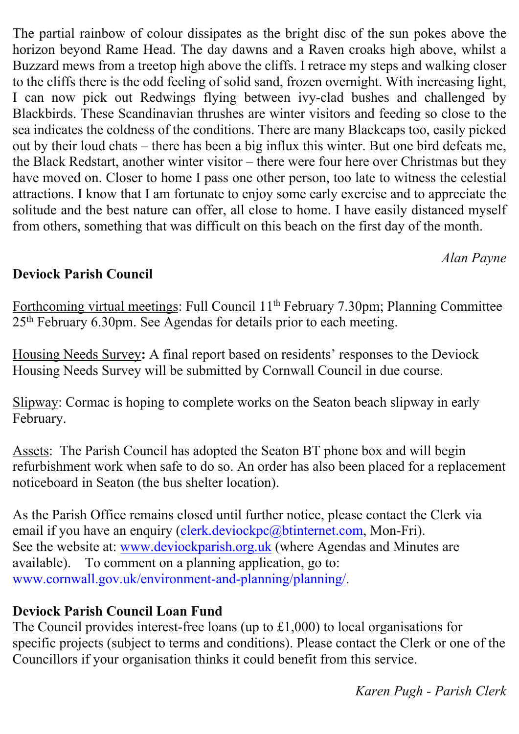The partial rainbow of colour dissipates as the bright disc of the sun pokes above the horizon beyond Rame Head. The day dawns and a Raven croaks high above, whilst a Buzzard mews from a treetop high above the cliffs. I retrace my steps and walking closer to the cliffs there is the odd feeling of solid sand, frozen overnight. With increasing light, I can now pick out Redwings flying between ivy-clad bushes and challenged by Blackbirds. These Scandinavian thrushes are winter visitors and feeding so close to the sea indicates the coldness of the conditions. There are many Blackcaps too, easily picked out by their loud chats – there has been a big influx this winter. But one bird defeats me, the Black Redstart, another winter visitor – there were four here over Christmas but they have moved on. Closer to home I pass one other person, too late to witness the celestial attractions. I know that I am fortunate to enjoy some early exercise and to appreciate the solitude and the best nature can offer, all close to home. I have easily distanced myself from others, something that was difficult on this beach on the first day of the month.

*Alan Payne*

**Deviock Parish Council**

Forthcoming virtual meetings: Full Council 11th February 7.30pm; Planning Committee 25th February 6.30pm. See Agendas for details prior to each meeting.

Housing Needs Survey**:** A final report based on residents' responses to the Deviock Housing Needs Survey will be submitted by Cornwall Council in due course.

Slipway: Cormac is hoping to complete works on the Seaton beach slipway in early February.

Assets: The Parish Council has adopted the Seaton BT phone box and will begin refurbishment work when safe to do so. An order has also been placed for a replacement noticeboard in Seaton (the bus shelter location).

As the Parish Office remains closed until further notice, please contact the Clerk via email if you have an enquiry (clerk.deviockpc@btinternet.com, Mon-Fri).
See the website at: www.deviockparish.org.uk (where Agendas and Minutes are available). To comment on a planning application, go to: www.cornwall.gov.uk/environment-and-planning/planning/.

**Deviock Parish Council Loan Fund**
The Council provides interest-free loans (up to £1,000) to local organisations for specific projects (subject to terms and conditions). Please contact the Clerk or one of the Councillors if your organisation thinks it could benefit from this service.

*Karen Pugh - Parish Clerk*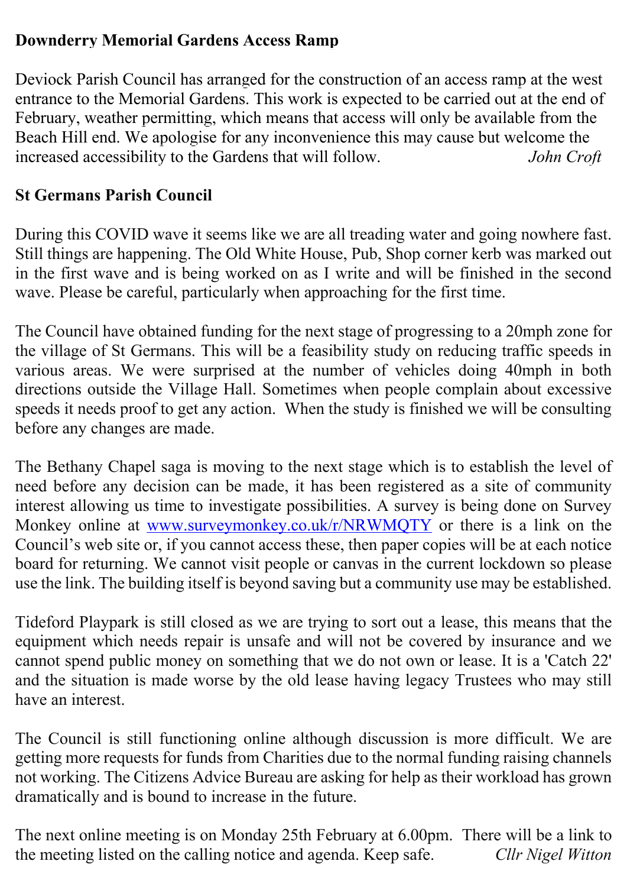## Downderry Memorial Gardens Access Ramp

Deviock Parish Council has arranged for the construction of an access ramp at the west entrance to the Memorial Gardens. This work is expected to be carried out at the end of February, weather permitting, which means that access will only be available from the Beach Hill end. We apologise for any inconvenience this may cause but welcome the increased accessibility to the Gardens that will follow. *John Croft*

## St Germans Parish Council

During this COVID wave it seems like we are all treading water and going nowhere fast. Still things are happening. The Old White House, Pub, Shop corner kerb was marked out in the first wave and is being worked on as I write and will be finished in the second wave. Please be careful, particularly when approaching for the first time.

The Council have obtained funding for the next stage of progressing to a 20mph zone for the village of St Germans. This will be a feasibility study on reducing traffic speeds in various areas. We were surprised at the number of vehicles doing 40mph in both directions outside the Village Hall. Sometimes when people complain about excessive speeds it needs proof to get any action. When the study is finished we will be consulting before any changes are made.

The Bethany Chapel saga is moving to the next stage which is to establish the level of need before any decision can be made, it has been registered as a site of community interest allowing us time to investigate possibilities. A survey is being done on Survey Monkey online at [www.surveymonkey.co.uk/r/NRWMQTY](www.surveymonkey.co.uk/r/NRWMQTY) or there is a link on the Council's web site or, if you cannot access these, then paper copies will be at each notice board for returning. We cannot visit people or canvas in the current lockdown so please use the link. The building itself is beyond saving but a community use may be established.

Tideford Playpark is still closed as we are trying to sort out a lease, this means that the equipment which needs repair is unsafe and will not be covered by insurance and we cannot spend public money on something that we do not own or lease. It is a 'Catch 22' and the situation is made worse by the old lease having legacy Trustees who may still have an interest.

The Council is still functioning online although discussion is more difficult. We are getting more requests for funds from Charities due to the normal funding raising channels not working. The Citizens Advice Bureau are asking for help as their workload has grown dramatically and is bound to increase in the future.

The next online meeting is on Monday 25th February at 6.00pm. There will be a link to the meeting listed on the calling notice and agenda. Keep safe. *Cllr Nigel Witton*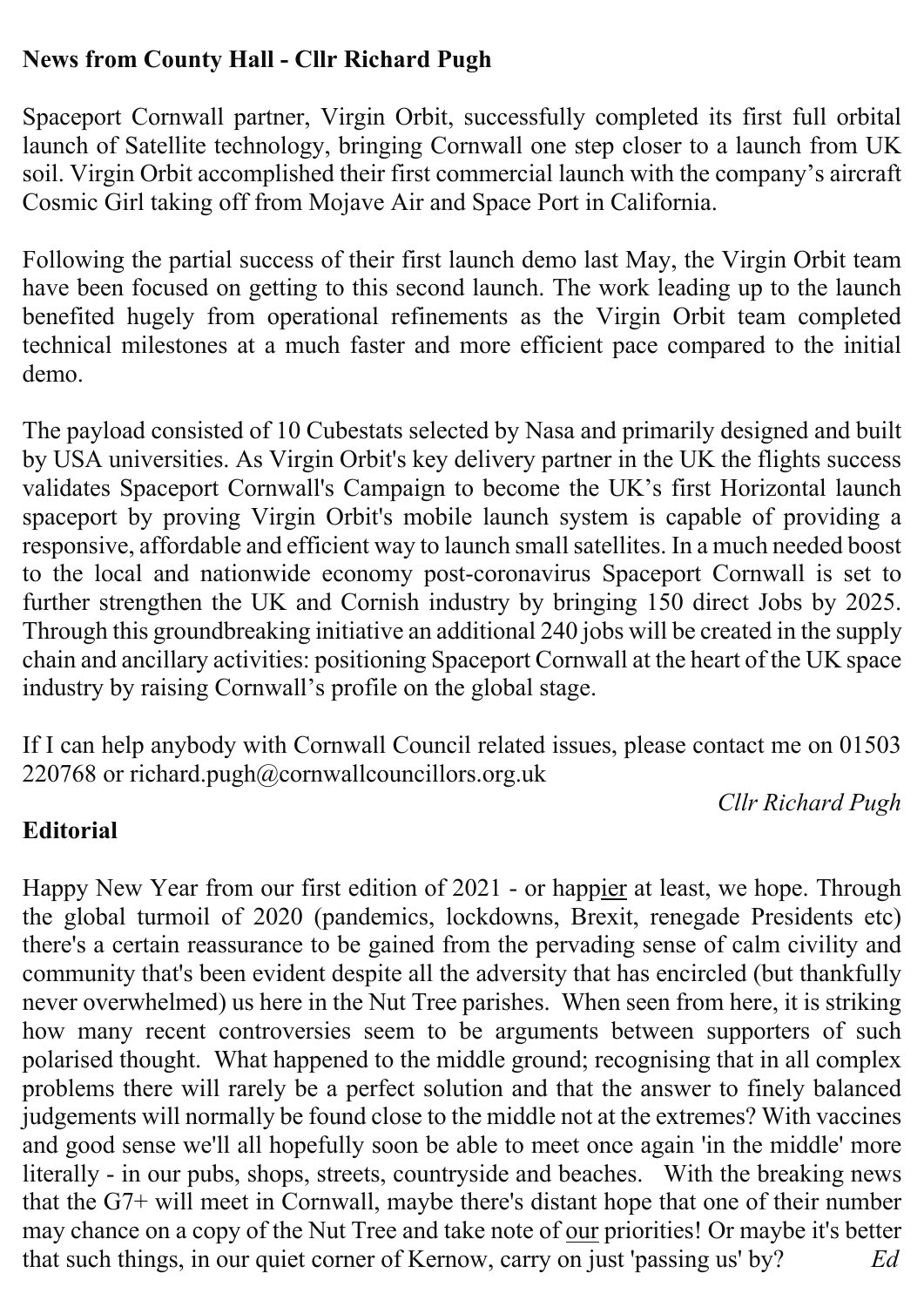**News from County Hall - Cllr Richard Pugh**

Spaceport Cornwall partner, Virgin Orbit, successfully completed its first full orbital launch of Satellite technology, bringing Cornwall one step closer to a launch from UK soil. Virgin Orbit accomplished their first commercial launch with the company's aircraft Cosmic Girl taking off from Mojave Air and Space Port in California.

Following the partial success of their first launch demo last May, the Virgin Orbit team have been focused on getting to this second launch. The work leading up to the launch benefited hugely from operational refinements as the Virgin Orbit team completed technical milestones at a much faster and more efficient pace compared to the initial demo.

The payload consisted of 10 Cubestats selected by Nasa and primarily designed and built by USA universities. As Virgin Orbit's key delivery partner in the UK the flights success validates Spaceport Cornwall's Campaign to become the UK's first Horizontal launch spaceport by proving Virgin Orbit's mobile launch system is capable of providing a responsive, affordable and efficient way to launch small satellites. In a much needed boost to the local and nationwide economy post-coronavirus Spaceport Cornwall is set to further strengthen the UK and Cornish industry by bringing 150 direct Jobs by 2025. Through this groundbreaking initiative an additional 240 jobs will be created in the supply chain and ancillary activities: positioning Spaceport Cornwall at the heart of the UK space industry by raising Cornwall's profile on the global stage.

If I can help anybody with Cornwall Council related issues, please contact me on 01503 220768 or richard.pugh@cornwallcouncillors.org.uk

*Cllr Richard Pugh*

**Editorial**

Happy New Year from our first edition of 2021 - or happ<u>ier</u> at least, we hope. Through the global turmoil of 2020 (pandemics, lockdowns, Brexit, renegade Presidents etc) there's a certain reassurance to be gained from the pervading sense of calm civility and community that's been evident despite all the adversity that has encircled (but thankfully never overwhelmed) us here in the Nut Tree parishes. When seen from here, it is striking how many recent controversies seem to be arguments between supporters of such polarised thought. What happened to the middle ground; recognising that in all complex problems there will rarely be a perfect solution and that the answer to finely balanced judgements will normally be found close to the middle not at the extremes? With vaccines and good sense we'll all hopefully soon be able to meet once again 'in the middle' more literally - in our pubs, shops, streets, countryside and beaches. With the breaking news that the G7+ will meet in Cornwall, maybe there's distant hope that one of their number may chance on a copy of the Nut Tree and take note of <u>our</u> priorities! Or maybe it's better that such things, in our quiet corner of Kernow, carry on just 'passing us' by? *Ed*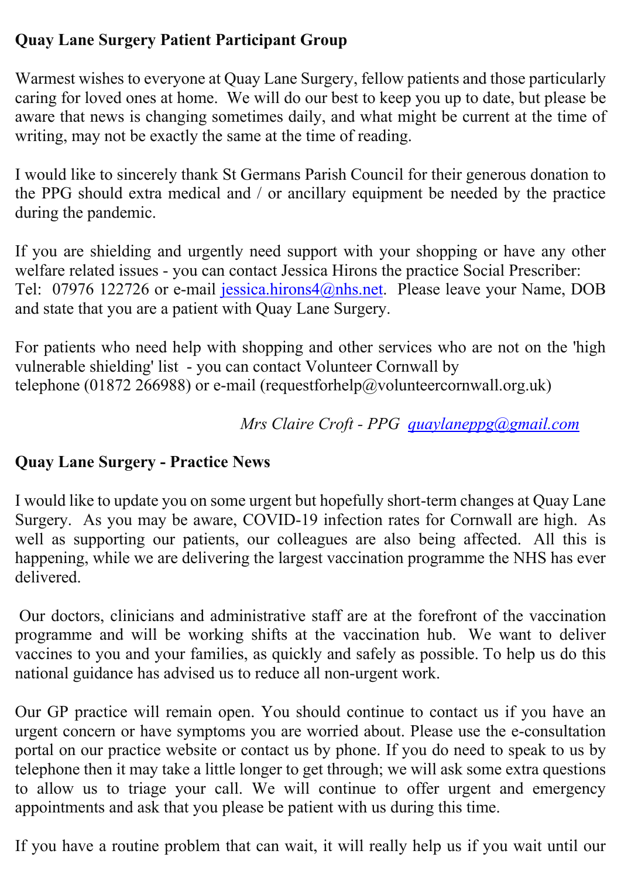**Quay Lane Surgery Patient Participant Group**

Warmest wishes to everyone at Quay Lane Surgery, fellow patients and those particularly caring for loved ones at home. We will do our best to keep you up to date, but please be aware that news is changing sometimes daily, and what might be current at the time of writing, may not be exactly the same at the time of reading.

I would like to sincerely thank St Germans Parish Council for their generous donation to the PPG should extra medical and / or ancillary equipment be needed by the practice during the pandemic.

If you are shielding and urgently need support with your shopping or have any other welfare related issues - you can contact Jessica Hirons the practice Social Prescriber:
Tel: 07976 122726 or e-mail jessica.hirons4@nhs.net. Please leave your Name, DOB and state that you are a patient with Quay Lane Surgery.

For patients who need help with shopping and other services who are not on the 'high vulnerable shielding' list - you can contact Volunteer Cornwall by telephone (01872 266988) or e-mail (requestforhelp@volunteercornwall.org.uk)

*Mrs Claire Croft - PPG quaylaneppg@gmail.com*

**Quay Lane Surgery - Practice News**

I would like to update you on some urgent but hopefully short-term changes at Quay Lane Surgery. As you may be aware, COVID-19 infection rates for Cornwall are high. As well as supporting our patients, our colleagues are also being affected. All this is happening, while we are delivering the largest vaccination programme the NHS has ever delivered.

Our doctors, clinicians and administrative staff are at the forefront of the vaccination programme and will be working shifts at the vaccination hub. We want to deliver vaccines to you and your families, as quickly and safely as possible. To help us do this national guidance has advised us to reduce all non-urgent work.

Our GP practice will remain open. You should continue to contact us if you have an urgent concern or have symptoms you are worried about. Please use the e-consultation portal on our practice website or contact us by phone. If you do need to speak to us by telephone then it may take a little longer to get through; we will ask some extra questions to allow us to triage your call. We will continue to offer urgent and emergency appointments and ask that you please be patient with us during this time.

If you have a routine problem that can wait, it will really help us if you wait until our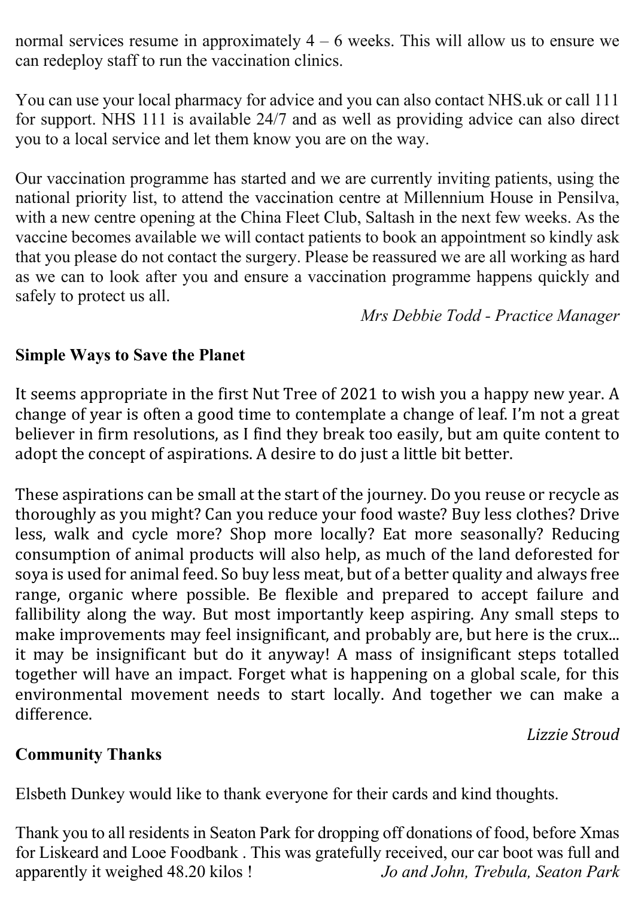normal services resume in approximately 4 – 6 weeks. This will allow us to ensure we can redeploy staff to run the vaccination clinics.

You can use your local pharmacy for advice and you can also contact NHS.uk or call 111 for support. NHS 111 is available 24/7 and as well as providing advice can also direct you to a local service and let them know you are on the way.

Our vaccination programme has started and we are currently inviting patients, using the national priority list, to attend the vaccination centre at Millennium House in Pensilva, with a new centre opening at the China Fleet Club, Saltash in the next few weeks. As the vaccine becomes available we will contact patients to book an appointment so kindly ask that you please do not contact the surgery. Please be reassured we are all working as hard as we can to look after you and ensure a vaccination programme happens quickly and safely to protect us all.

*Mrs Debbie Todd - Practice Manager*

**Simple Ways to Save the Planet**

It seems appropriate in the first Nut Tree of 2021 to wish you a happy new year. A change of year is often a good time to contemplate a change of leaf. I'm not a great believer in firm resolutions, as I find they break too easily, but am quite content to adopt the concept of aspirations. A desire to do just a little bit better.

These aspirations can be small at the start of the journey. Do you reuse or recycle as thoroughly as you might? Can you reduce your food waste? Buy less clothes? Drive less, walk and cycle more? Shop more locally? Eat more seasonally? Reducing consumption of animal products will also help, as much of the land deforested for soya is used for animal feed. So buy less meat, but of a better quality and always free range, organic where possible. Be flexible and prepared to accept failure and fallibility along the way. But most importantly keep aspiring. Any small steps to make improvements may feel insignificant, and probably are, but here is the crux... it may be insignificant but do it anyway! A mass of insignificant steps totalled together will have an impact. Forget what is happening on a global scale, for this environmental movement needs to start locally. And together we can make a difference.

*Lizzie Stroud*

**Community Thanks**

Elsbeth Dunkey would like to thank everyone for their cards and kind thoughts.

Thank you to all residents in Seaton Park for dropping off donations of food, before Xmas for Liskeard and Looe Foodbank . This was gratefully received, our car boot was full and apparently it weighed 48.20 kilos !

*Jo and John, Trebula, Seaton Park*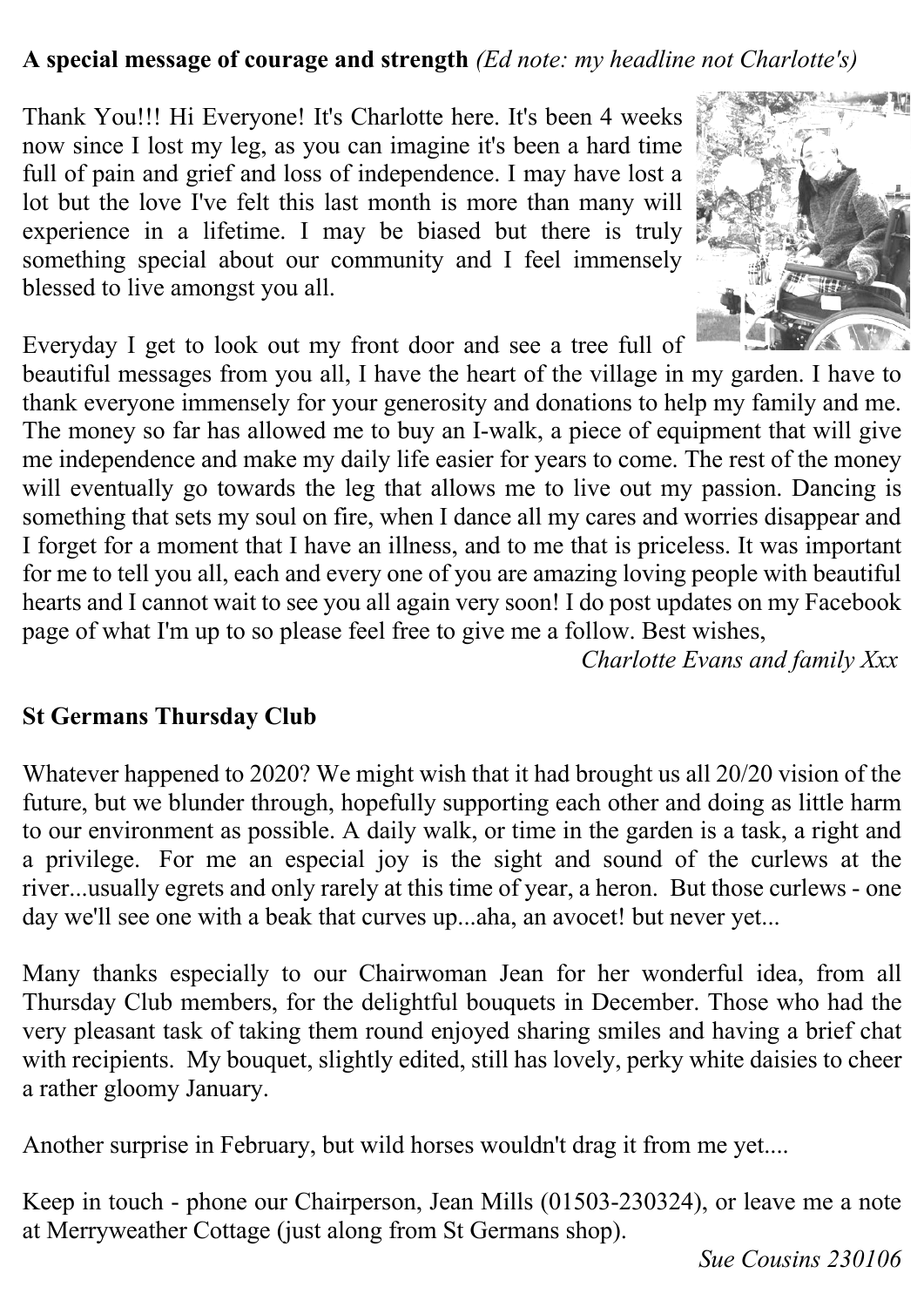**A special message of courage and strength** *(Ed note: my headline not Charlotte's)*

Thank You!!! Hi Everyone! It's Charlotte here. It's been 4 weeks now since I lost my leg, as you can imagine it's been a hard time full of pain and grief and loss of independence. I may have lost a lot but the love I've felt this last month is more than many will experience in a lifetime. I may be biased but there is truly something special about our community and I feel immensely blessed to live amongst you all.

Everyday I get to look out my front door and see a tree full of beautiful messages from you all, I have the heart of the village in my garden. I have to thank everyone immensely for your generosity and donations to help my family and me. The money so far has allowed me to buy an I-walk, a piece of equipment that will give me independence and make my daily life easier for years to come. The rest of the money will eventually go towards the leg that allows me to live out my passion. Dancing is something that sets my soul on fire, when I dance all my cares and worries disappear and I forget for a moment that I have an illness, and to me that is priceless. It was important for me to tell you all, each and every one of you are amazing loving people with beautiful hearts and I cannot wait to see you all again very soon! I do post updates on my Facebook page of what I'm up to so please feel free to give me a follow. Best wishes,

*Charlotte Evans and family Xxx*

**St Germans Thursday Club**

Whatever happened to 2020? We might wish that it had brought us all 20/20 vision of the future, but we blunder through, hopefully supporting each other and doing as little harm to our environment as possible. A daily walk, or time in the garden is a task, a right and a privilege. For me an especial joy is the sight and sound of the curlews at the river...usually egrets and only rarely at this time of year, a heron. But those curlews - one day we'll see one with a beak that curves up...aha, an avocet! but never yet...

Many thanks especially to our Chairwoman Jean for her wonderful idea, from all Thursday Club members, for the delightful bouquets in December. Those who had the very pleasant task of taking them round enjoyed sharing smiles and having a brief chat with recipients. My bouquet, slightly edited, still has lovely, perky white daisies to cheer a rather gloomy January.

Another surprise in February, but wild horses wouldn't drag it from me yet....

Keep in touch - phone our Chairperson, Jean Mills (01503-230324), or leave me a note at Merryweather Cottage (just along from St Germans shop).

*Sue Cousins 230106*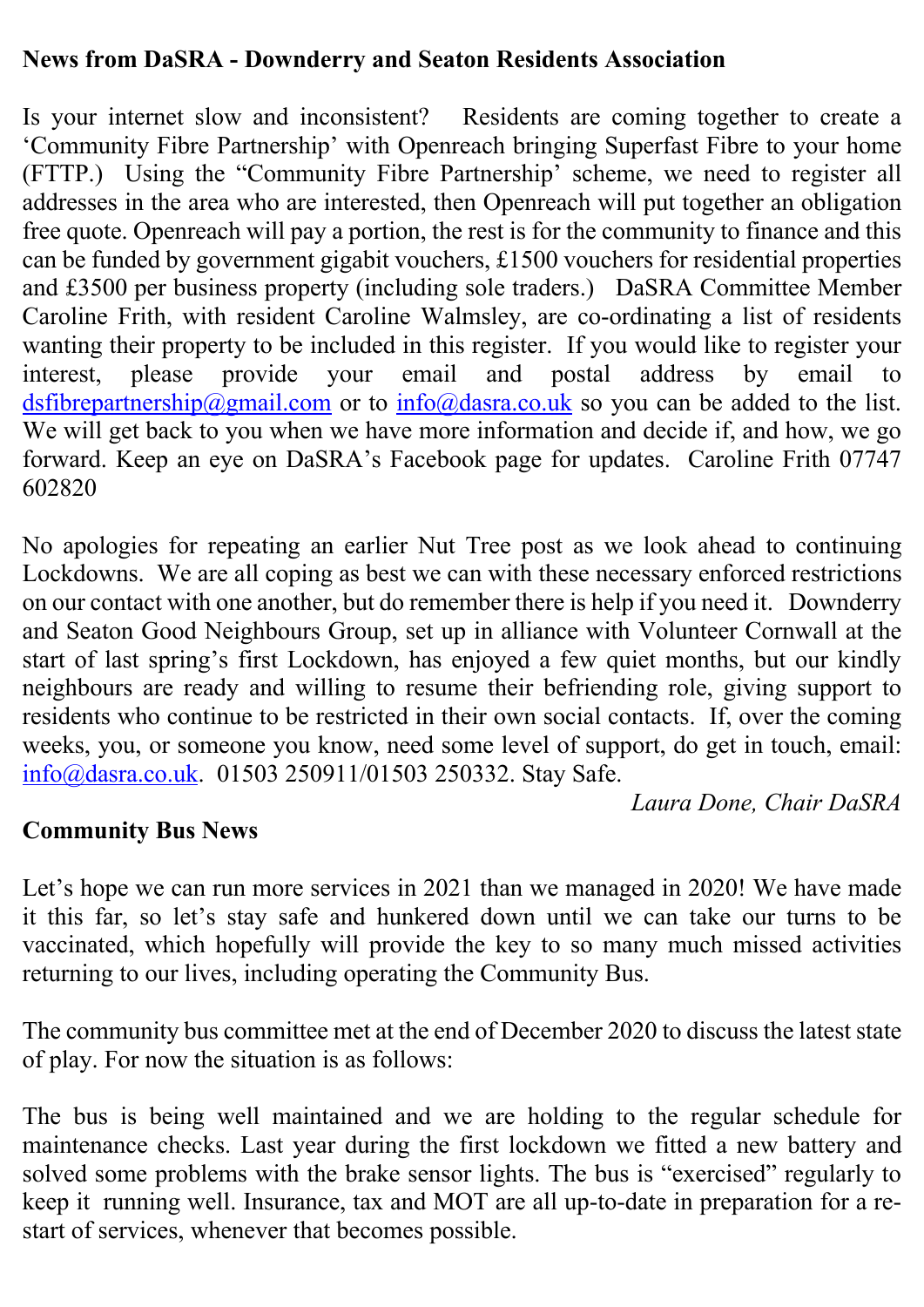**News from DaSRA - Downderry and Seaton Residents Association**

Is your internet slow and inconsistent? Residents are coming together to create a 'Community Fibre Partnership' with Openreach bringing Superfast Fibre to your home (FTTP.) Using the "Community Fibre Partnership' scheme, we need to register all addresses in the area who are interested, then Openreach will put together an obligation free quote. Openreach will pay a portion, the rest is for the community to finance and this can be funded by government gigabit vouchers, £1500 vouchers for residential properties and £3500 per business property (including sole traders.) DaSRA Committee Member Caroline Frith, with resident Caroline Walmsley, are co-ordinating a list of residents wanting their property to be included in this register. If you would like to register your interest, please provide your email and postal address by email to dsfibrepartnership@gmail.com or to info@dasra.co.uk so you can be added to the list. We will get back to you when we have more information and decide if, and how, we go forward. Keep an eye on DaSRA's Facebook page for updates. Caroline Frith 07747 602820

No apologies for repeating an earlier Nut Tree post as we look ahead to continuing Lockdowns. We are all coping as best we can with these necessary enforced restrictions on our contact with one another, but do remember there is help if you need it. Downderry and Seaton Good Neighbours Group, set up in alliance with Volunteer Cornwall at the start of last spring's first Lockdown, has enjoyed a few quiet months, but our kindly neighbours are ready and willing to resume their befriending role, giving support to residents who continue to be restricted in their own social contacts. If, over the coming weeks, you, or someone you know, need some level of support, do get in touch, email: info@dasra.co.uk. 01503 250911/01503 250332. Stay Safe.

*Laura Done, Chair DaSRA*

**Community Bus News**

Let's hope we can run more services in 2021 than we managed in 2020! We have made it this far, so let's stay safe and hunkered down until we can take our turns to be vaccinated, which hopefully will provide the key to so many much missed activities returning to our lives, including operating the Community Bus.

The community bus committee met at the end of December 2020 to discuss the latest state of play. For now the situation is as follows:

The bus is being well maintained and we are holding to the regular schedule for maintenance checks. Last year during the first lockdown we fitted a new battery and solved some problems with the brake sensor lights. The bus is "exercised" regularly to keep it running well. Insurance, tax and MOT are all up-to-date in preparation for a re-start of services, whenever that becomes possible.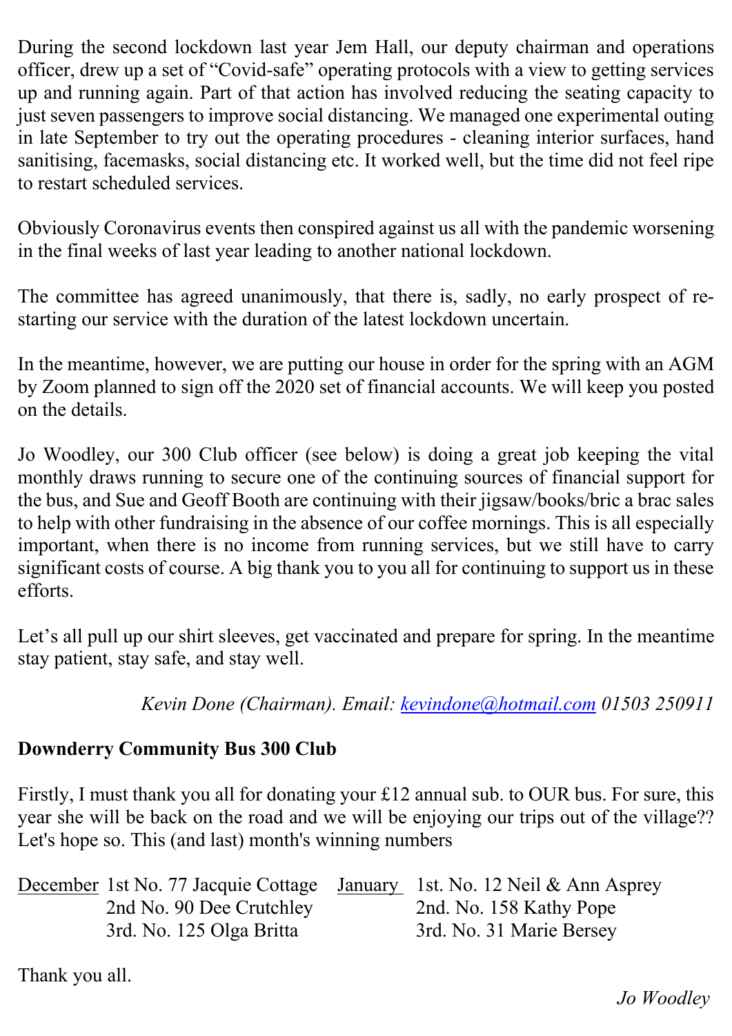During the second lockdown last year Jem Hall, our deputy chairman and operations officer, drew up a set of "Covid-safe" operating protocols with a view to getting services up and running again. Part of that action has involved reducing the seating capacity to just seven passengers to improve social distancing. We managed one experimental outing in late September to try out the operating procedures - cleaning interior surfaces, hand sanitising, facemasks, social distancing etc. It worked well, but the time did not feel ripe to restart scheduled services.

Obviously Coronavirus events then conspired against us all with the pandemic worsening in the final weeks of last year leading to another national lockdown.

The committee has agreed unanimously, that there is, sadly, no early prospect of re-starting our service with the duration of the latest lockdown uncertain.

In the meantime, however, we are putting our house in order for the spring with an AGM by Zoom planned to sign off the 2020 set of financial accounts. We will keep you posted on the details.

Jo Woodley, our 300 Club officer (see below) is doing a great job keeping the vital monthly draws running to secure one of the continuing sources of financial support for the bus, and Sue and Geoff Booth are continuing with their jigsaw/books/bric a brac sales to help with other fundraising in the absence of our coffee mornings. This is all especially important, when there is no income from running services, but we still have to carry significant costs of course. A big thank you to you all for continuing to support us in these efforts.

Let's all pull up our shirt sleeves, get vaccinated and prepare for spring. In the meantime stay patient, stay safe, and stay well.

*Kevin Done (Chairman). Email: kevindone@hotmail.com 01503 250911*

**Downderry Community Bus 300 Club**

Firstly, I must thank you all for donating your £12 annual sub. to OUR bus. For sure, this year she will be back on the road and we will be enjoying our trips out of the village?? Let's hope so. This (and last) month's winning numbers

| December | | January | |
|---|---|---|---|
| | 1st No. 77 Jacquie Cottage | | 1st. No. 12 Neil & Ann Asprey |
| | 2nd No. 90 Dee Crutchley | | 2nd. No. 158 Kathy Pope |
| | 3rd. No. 125 Olga Britta | | 3rd. No. 31 Marie Bersey |

Thank you all.

*Jo Woodley*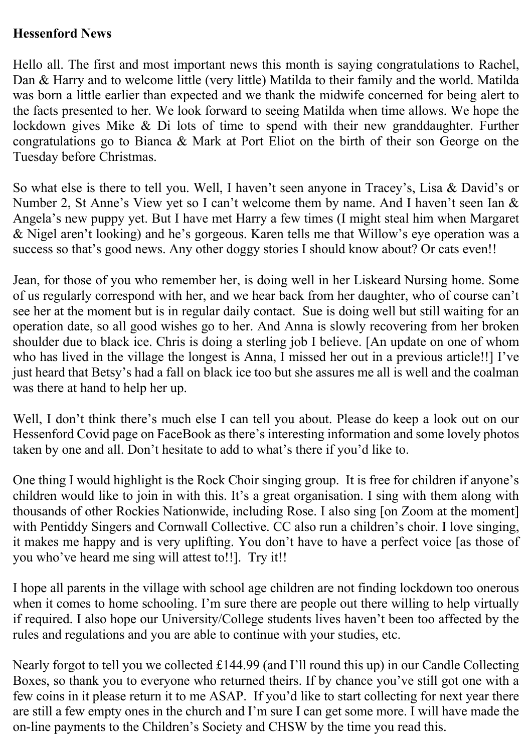**Hessenford News**

Hello all. The first and most important news this month is saying congratulations to Rachel, Dan & Harry and to welcome little (very little) Matilda to their family and the world. Matilda was born a little earlier than expected and we thank the midwife concerned for being alert to the facts presented to her. We look forward to seeing Matilda when time allows. We hope the lockdown gives Mike & Di lots of time to spend with their new granddaughter. Further congratulations go to Bianca & Mark at Port Eliot on the birth of their son George on the Tuesday before Christmas.

So what else is there to tell you. Well, I haven't seen anyone in Tracey's, Lisa & David's or Number 2, St Anne's View yet so I can't welcome them by name. And I haven't seen Ian & Angela's new puppy yet. But I have met Harry a few times (I might steal him when Margaret & Nigel aren't looking) and he's gorgeous. Karen tells me that Willow's eye operation was a success so that's good news. Any other doggy stories I should know about? Or cats even!!

Jean, for those of you who remember her, is doing well in her Liskeard Nursing home. Some of us regularly correspond with her, and we hear back from her daughter, who of course can't see her at the moment but is in regular daily contact. Sue is doing well but still waiting for an operation date, so all good wishes go to her. And Anna is slowly recovering from her broken shoulder due to black ice. Chris is doing a sterling job I believe. [An update on one of whom who has lived in the village the longest is Anna, I missed her out in a previous article!!] I've just heard that Betsy's had a fall on black ice too but she assures me all is well and the coalman was there at hand to help her up.

Well, I don't think there's much else I can tell you about. Please do keep a look out on our Hessenford Covid page on FaceBook as there's interesting information and some lovely photos taken by one and all. Don't hesitate to add to what's there if you'd like to.

One thing I would highlight is the Rock Choir singing group. It is free for children if anyone's children would like to join in with this. It's a great organisation. I sing with them along with thousands of other Rockies Nationwide, including Rose. I also sing [on Zoom at the moment] with Pentiddy Singers and Cornwall Collective. CC also run a children's choir. I love singing, it makes me happy and is very uplifting. You don't have to have a perfect voice [as those of you who've heard me sing will attest to!!]. Try it!!

I hope all parents in the village with school age children are not finding lockdown too onerous when it comes to home schooling. I'm sure there are people out there willing to help virtually if required. I also hope our University/College students lives haven't been too affected by the rules and regulations and you are able to continue with your studies, etc.

Nearly forgot to tell you we collected £144.99 (and I'll round this up) in our Candle Collecting Boxes, so thank you to everyone who returned theirs. If by chance you've still got one with a few coins in it please return it to me ASAP. If you'd like to start collecting for next year there are still a few empty ones in the church and I'm sure I can get some more. I will have made the on-line payments to the Children's Society and CHSW by the time you read this.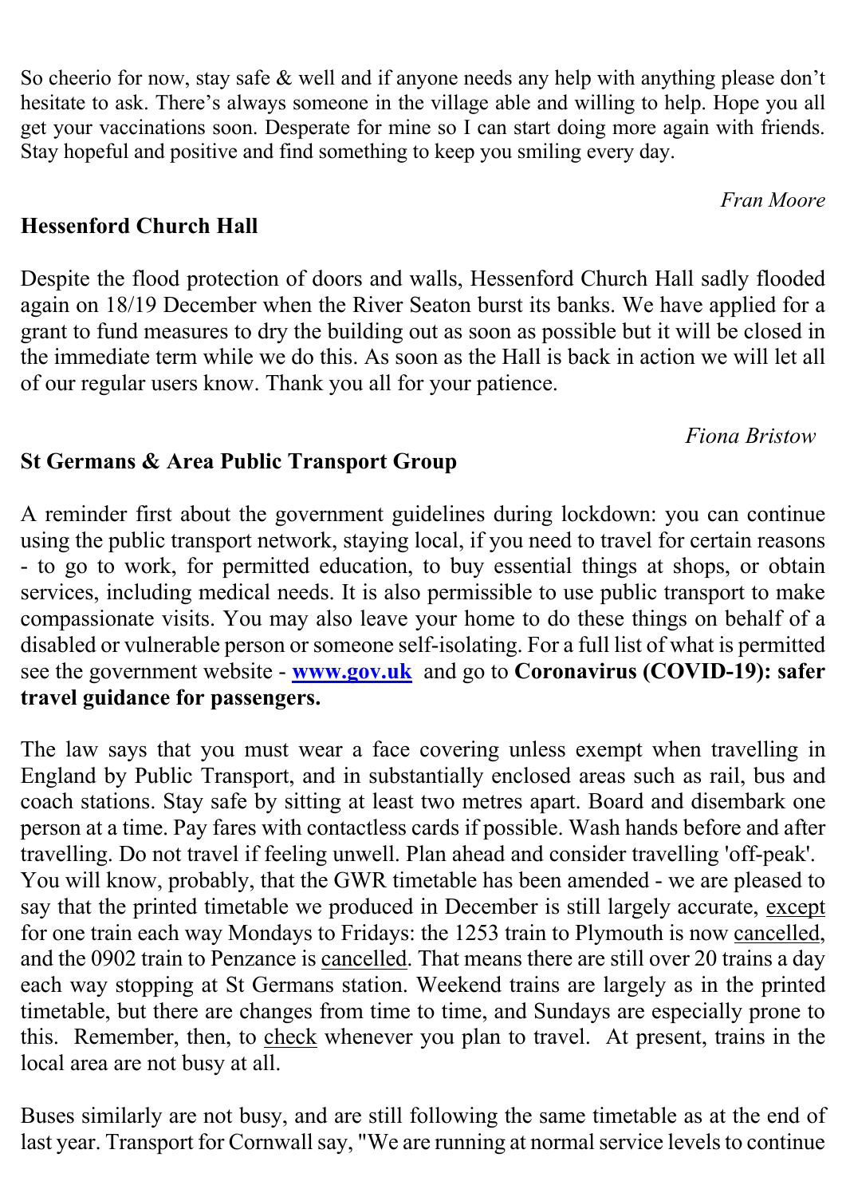So cheerio for now, stay safe & well and if anyone needs any help with anything please don't hesitate to ask. There's always someone in the village able and willing to help. Hope you all get your vaccinations soon. Desperate for mine so I can start doing more again with friends. Stay hopeful and positive and find something to keep you smiling every day.

*Fran Moore*

## Hessenford Church Hall

Despite the flood protection of doors and walls, Hessenford Church Hall sadly flooded again on 18/19 December when the River Seaton burst its banks. We have applied for a grant to fund measures to dry the building out as soon as possible but it will be closed in the immediate term while we do this. As soon as the Hall is back in action we will let all of our regular users know. Thank you all for your patience.

*Fiona Bristow*

## St Germans & Area Public Transport Group

A reminder first about the government guidelines during lockdown: you can continue using the public transport network, staying local, if you need to travel for certain reasons - to go to work, for permitted education, to buy essential things at shops, or obtain services, including medical needs. It is also permissible to use public transport to make compassionate visits. You may also leave your home to do these things on behalf of a disabled or vulnerable person or someone self-isolating. For a full list of what is permitted see the government website - **www.gov.uk** and go to **Coronavirus (COVID-19): safer travel guidance for passengers.**

The law says that you must wear a face covering unless exempt when travelling in England by Public Transport, and in substantially enclosed areas such as rail, bus and coach stations. Stay safe by sitting at least two metres apart. Board and disembark one person at a time. Pay fares with contactless cards if possible. Wash hands before and after travelling. Do not travel if feeling unwell. Plan ahead and consider travelling 'off-peak'.
You will know, probably, that the GWR timetable has been amended - we are pleased to say that the printed timetable we produced in December is still largely accurate, <u>except</u> for one train each way Mondays to Fridays: the 1253 train to Plymouth is now <u>cancelled</u>, and the 0902 train to Penzance is <u>cancelled</u>. That means there are still over 20 trains a day each way stopping at St Germans station. Weekend trains are largely as in the printed timetable, but there are changes from time to time, and Sundays are especially prone to this. Remember, then, to <u>check</u> whenever you plan to travel. At present, trains in the local area are not busy at all.

Buses similarly are not busy, and are still following the same timetable as at the end of last year. Transport for Cornwall say, "We are running at normal service levels to continue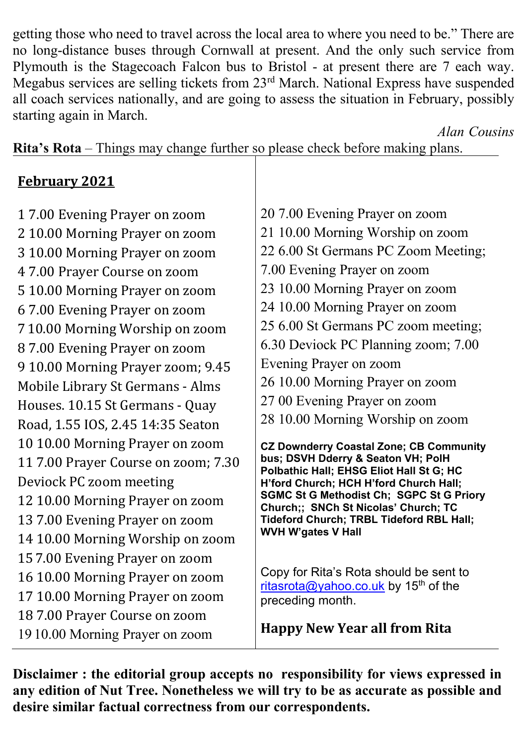getting those who need to travel across the local area to where you need to be." There are no long-distance buses through Cornwall at present. And the only such service from Plymouth is the Stagecoach Falcon bus to Bristol - at present there are 7 each way. Megabus services are selling tickets from 23rd March. National Express have suspended all coach services nationally, and are going to assess the situation in February, possibly starting again in March.

*Alan Cousins*

**Rita's Rota** – Things may change further so please check before making plans.

**February 2021**

1 7.00 Evening Prayer on zoom
2 10.00 Morning Prayer on zoom
3 10.00 Morning Prayer on zoom
4 7.00 Prayer Course on zoom
5 10.00 Morning Prayer on zoom
6 7.00 Evening Prayer on zoom
7 10.00 Morning Worship on zoom
8 7.00 Evening Prayer on zoom
9 10.00 Morning Prayer zoom; 9.45 Mobile Library St Germans - Alms Houses. 10.15 St Germans - Quay Road, 1.55 IOS, 2.45 14:35 Seaton
10 10.00 Morning Prayer on zoom
11 7.00 Prayer Course on zoom; 7.30 Deviock PC zoom meeting
12 10.00 Morning Prayer on zoom
13 7.00 Evening Prayer on zoom
14 10.00 Morning Worship on zoom
15 7.00 Evening Prayer on zoom
16 10.00 Morning Prayer on zoom
17 10.00 Morning Prayer on zoom
18 7.00 Prayer Course on zoom
19 10.00 Morning Prayer on zoom
20 7.00 Evening Prayer on zoom
21 10.00 Morning Worship on zoom
22 6.00 St Germans PC Zoom Meeting; 7.00 Evening Prayer on zoom
23 10.00 Morning Prayer on zoom
24 10.00 Morning Prayer on zoom
25 6.00 St Germans PC zoom meeting; 6.30 Deviock PC Planning zoom; 7.00 Evening Prayer on zoom
26 10.00 Morning Prayer on zoom
27 00 Evening Prayer on zoom
28 10.00 Morning Worship on zoom

**CZ Downderry Coastal Zone; CB Community bus; DSVH Dderry & Seaton VH; PolH Polbathic Hall; EHSG Eliot Hall St G; HC H'ford Church; HCH H'ford Church Hall; SGMC St G Methodist Ch; SGPC St G Priory Church;; SNCh St Nicolas' Church; TC Tideford Church; TRBL Tideford RBL Hall; WVH W'gates V Hall**

Copy for Rita's Rota should be sent to ritasrota@yahoo.co.uk by 15th of the preceding month.

**Happy New Year all from Rita**

**Disclaimer : the editorial group accepts no responsibility for views expressed in any edition of Nut Tree. Nonetheless we will try to be as accurate as possible and desire similar factual correctness from our correspondents.**